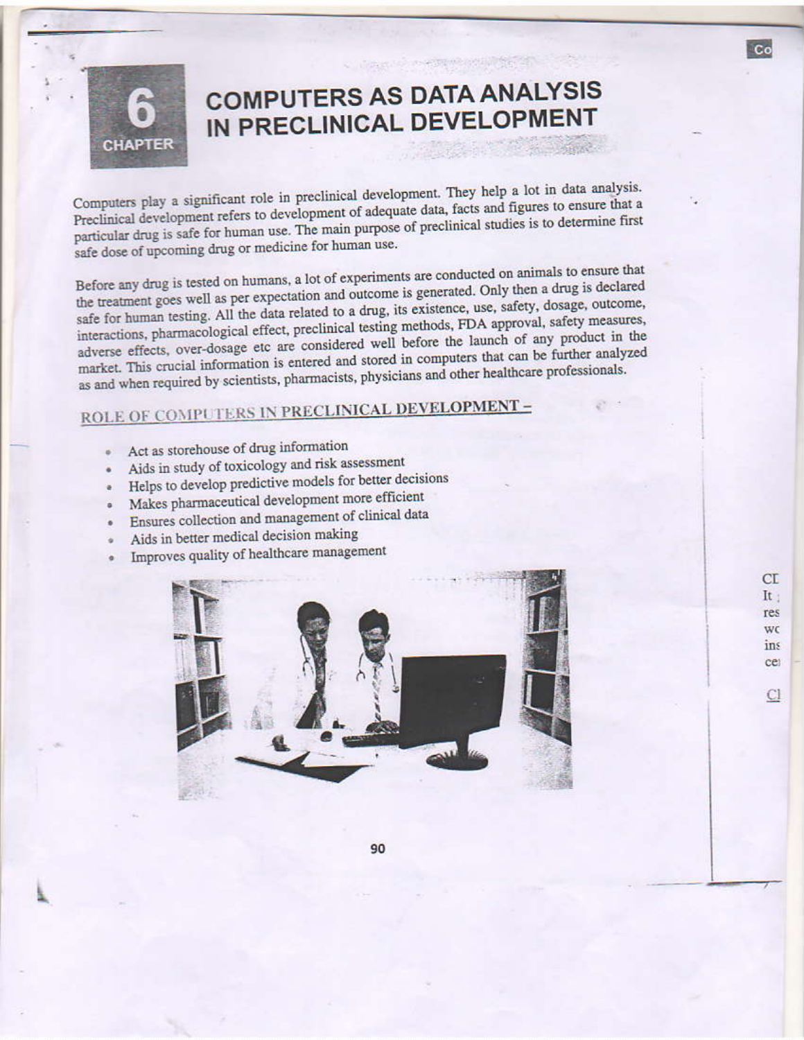# CHAPTER 6

# COMPUTERS AS DATA ANALYSIS IN PRECLINICAL DEVELOPMENT

Computers play a significant role in preclinical development. They help a lot in data analysis. Preclinical development refers to development of adequate data, facts and figures to ensure that a particular drug is safe for human use. The main purpose of preclinical studies is to determine first safe dose of upcoming drug or medicine for human use.

Before any drug is tested on humans, a lot of experiments are conducted on animals to ensure that the treatment goes well as per expectation and outcome is generated. Only then a drug is declared safe for human testing. All the data related to a drug, its existence, use, safety, dosage, outcome, interactions, pharmacological effect, preclinical testing methods, FDA approval, safety measures, adverse effects, over-dosage etc are considered well before the launch of any product in the market. This crucial information is entered and stored in computers that can be further analyzed as and when required by scientists, pharmacists, physicians and other healthcare professionals.

## ROLE OF COMPUTERS IN PRECLINICAL DEVELOPMENT –

- Act as storehouse of drug information
- Aids in study of toxicology and risk assessment
- Helps to develop predictive models for better decisions
- Makes pharmaceutical development more efficient
- Ensures collection and management of clinical data
- Aids in better medical decision making
- Improves quality of healthcare management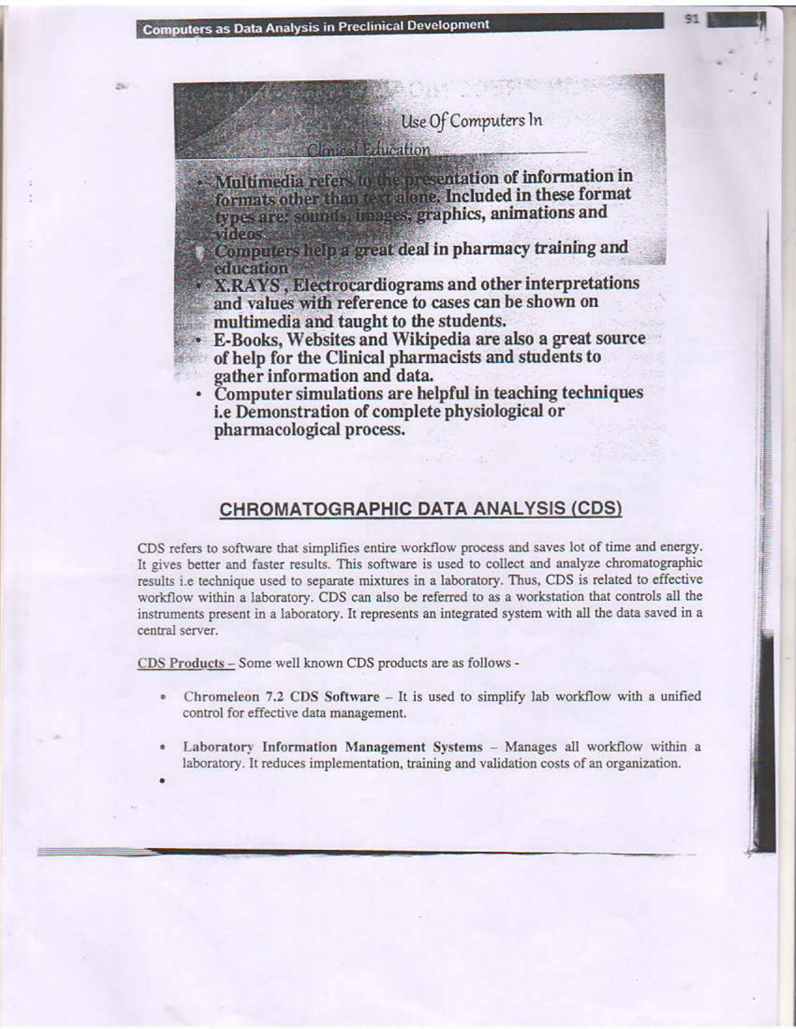### Use Of Computers In Clinical Education

- Multimedia refers to the presentation of information in formats other than text alone. Included in these format types are: sounds, images, graphics, animations and videos
- Computers help a great deal in pharmacy training and education
- X.RAYS , Electrocardiograms and other interpretations and values with reference to cases can be shown on multimedia and taught to the students.
- E-Books, Websites and Wikipedia are also a great source of help for the Clinical pharmacists and students to gather information and data.
- Computer simulations are helpful in teaching techniques i.e Demonstration of complete physiological or pharmacological process.

## CHROMATOGRAPHIC DATA ANALYSIS (CDS)

CDS refers to software that simplifies entire workflow process and saves lot of time and energy. It gives better and faster results. This software is used to collect and analyze chromatographic results i.e technique used to separate mixtures in a laboratory. Thus, CDS is related to effective workflow within a laboratory. CDS can also be referred to as a workstation that controls all the instruments present in a laboratory. It represents an integrated system with all the data saved in a central server.

CDS Products – Some well known CDS products are as follows -

- **Chromeleon 7.2 CDS Software** – It is used to simplify lab workflow with a unified control for effective data management.
- **Laboratory Information Management Systems** – Manages all workflow within a laboratory. It reduces implementation, training and validation costs of an organization.
-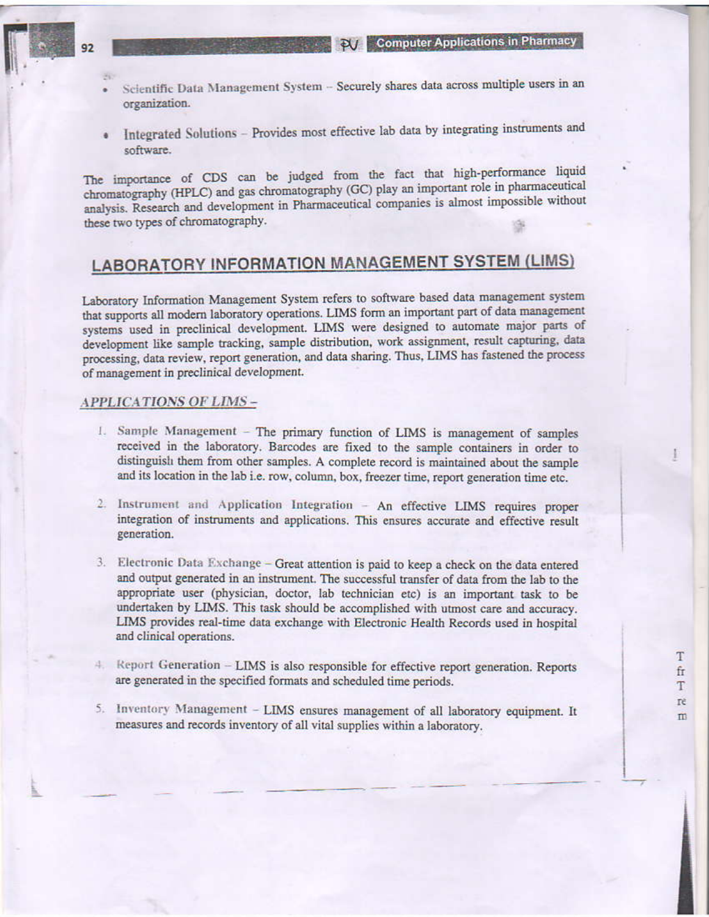- Scientific Data Management System – Securely shares data across multiple users in an organization.
- Integrated Solutions – Provides most effective lab data by integrating instruments and software.

The importance of CDS can be judged from the fact that high-performance liquid chromatography (HPLC) and gas chromatography (GC) play an important role in pharmaceutical analysis. Research and development in Pharmaceutical companies is almost impossible without these two types of chromatography.

## LABORATORY INFORMATION MANAGEMENT SYSTEM (LIMS)

Laboratory Information Management System refers to software based data management system that supports all modern laboratory operations. LIMS form an important part of data management systems used in preclinical development. LIMS were designed to automate major parts of development like sample tracking, sample distribution, work assignment, result capturing, data processing, data review, report generation, and data sharing. Thus, LIMS has fastened the process of management in preclinical development.

### *APPLICATIONS OF LIMS –*

1. Sample Management – The primary function of LIMS is management of samples received in the laboratory. Barcodes are fixed to the sample containers in order to distinguish them from other samples. A complete record is maintained about the sample and its location in the lab i.e. row, column, box, freezer time, report generation time etc.

2. Instrument and Application Integration – An effective LIMS requires proper integration of instruments and applications. This ensures accurate and effective result generation.

3. Electronic Data Exchange – Great attention is paid to keep a check on the data entered and output generated in an instrument. The successful transfer of data from the lab to the appropriate user (physician, doctor, lab technician etc) is an important task to be undertaken by LIMS. This task should be accomplished with utmost care and accuracy. LIMS provides real-time data exchange with Electronic Health Records used in hospital and clinical operations.

4. Report Generation – LIMS is also responsible for effective report generation. Reports are generated in the specified formats and scheduled time periods.

5. Inventory Management – LIMS ensures management of all laboratory equipment. It measures and records inventory of all vital supplies within a laboratory.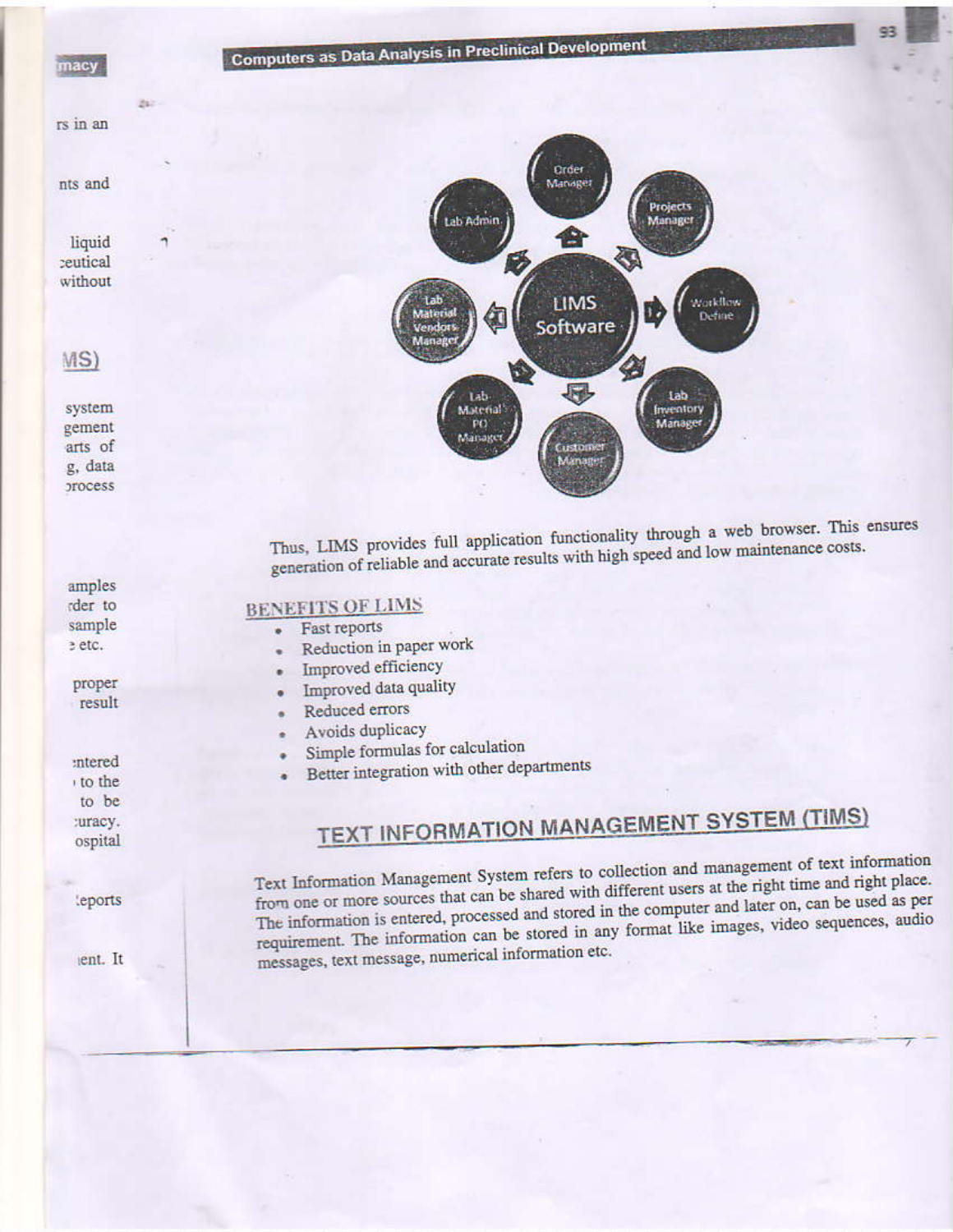Thus, LIMS provides full application functionality through a web browser. This ensures generation of reliable and accurate results with high speed and low maintenance costs.

### BENEFITS OF LIMS

- Fast reports
- Reduction in paper work
- Improved efficiency
- Improved data quality
- Reduced errors
- Avoids duplicacy
- Simple formulas for calculation
- Better integration with other departments

## TEXT INFORMATION MANAGEMENT SYSTEM (TIMS)

Text Information Management System refers to collection and management of text information from one or more sources that can be shared with different users at the right time and right place. The information is entered, processed and stored in the computer and later on, can be used as per requirement. The information can be stored in any format like images, video sequences, audio messages, text message, numerical information etc.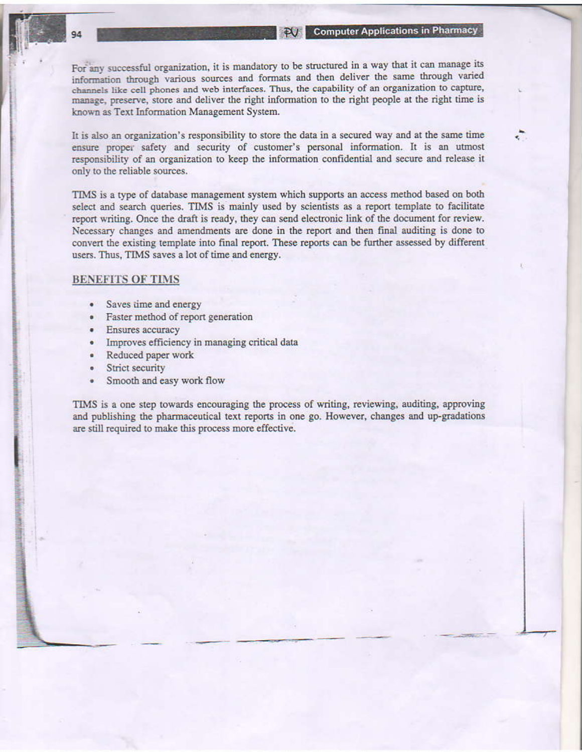For any successful organization, it is mandatory to be structured in a way that it can manage its information through various sources and formats and then deliver the same through varied channels like cell phones and web interfaces. Thus, the capability of an organization to capture, manage, preserve, store and deliver the right information to the right people at the right time is known as Text Information Management System.

It is also an organization's responsibility to store the data in a secured way and at the same time ensure proper safety and security of customer's personal information. It is an utmost responsibility of an organization to keep the information confidential and secure and release it only to the reliable sources.

TIMS is a type of database management system which supports an access method based on both select and search queries. TIMS is mainly used by scientists as a report template to facilitate report writing. Once the draft is ready, they can send electronic link of the document for review. Necessary changes and amendments are done in the report and then final auditing is done to convert the existing template into final report. These reports can be further assessed by different users. Thus, TIMS saves a lot of time and energy.

## BENEFITS OF TIMS

- Saves time and energy
- Faster method of report generation
- Ensures accuracy
- Improves efficiency in managing critical data
- Reduced paper work
- Strict security
- Smooth and easy work flow

TIMS is a one step towards encouraging the process of writing, reviewing, auditing, approving and publishing the pharmaceutical text reports in one go. However, changes and up-gradations are still required to make this process more effective.